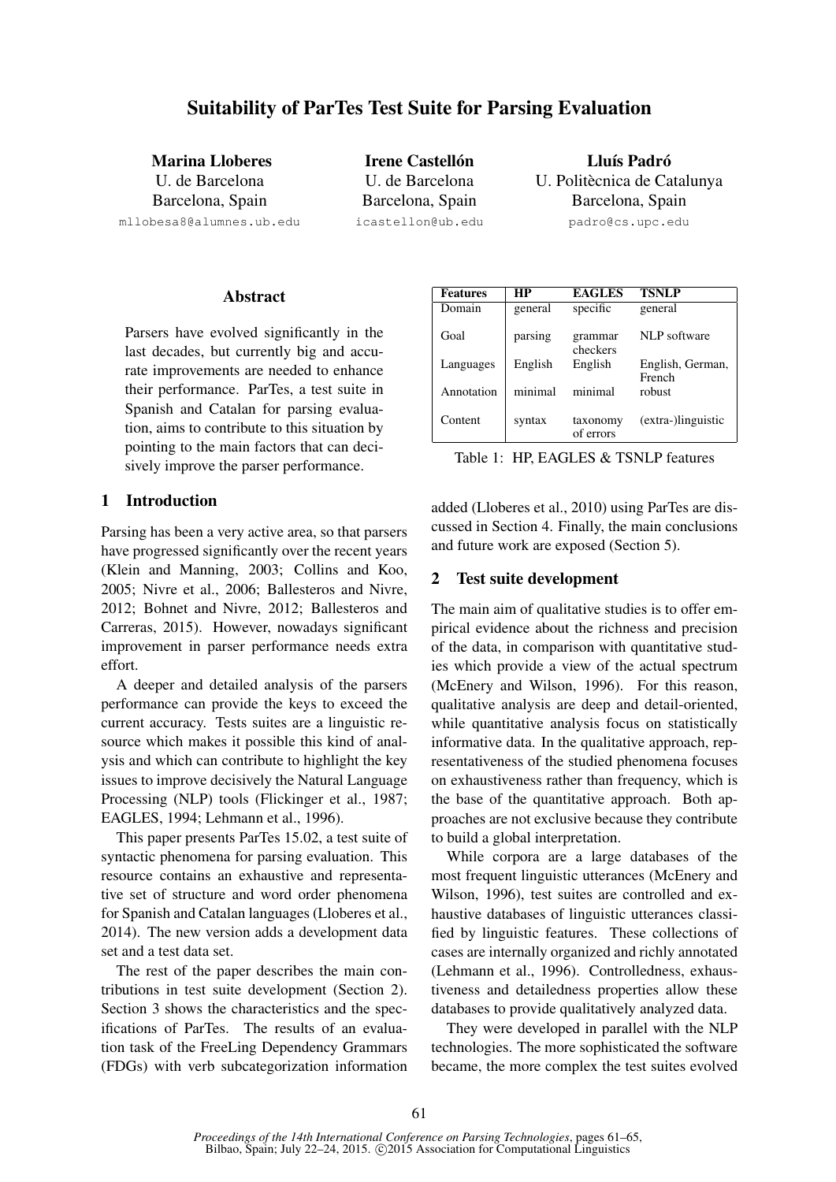# Suitability of ParTes Test Suite for Parsing Evaluation

**Marina Lloberes**
U. de Barcelona
Barcelona, Spain
mllobesa8@alumnes.ub.edu

**Irene Castellón**
U. de Barcelona
Barcelona, Spain
icastellon@ub.edu

**Lluís Padró**
U. Politècnica de Catalunya
Barcelona, Spain
padro@cs.upc.edu

## Abstract

Parsers have evolved significantly in the last decades, but currently big and accurate improvements are needed to enhance their performance. ParTes, a test suite in Spanish and Catalan for parsing evaluation, aims to contribute to this situation by pointing to the main factors that can decisively improve the parser performance.

## 1 Introduction

Parsing has been a very active area, so that parsers have progressed significantly over the recent years (Klein and Manning, 2003; Collins and Koo, 2005; Nivre et al., 2006; Ballesteros and Nivre, 2012; Bohnet and Nivre, 2012; Ballesteros and Carreras, 2015). However, nowadays significant improvement in parser performance needs extra effort.

A deeper and detailed analysis of the parsers performance can provide the keys to exceed the current accuracy. Tests suites are a linguistic resource which makes it possible this kind of analysis and which can contribute to highlight the key issues to improve decisively the Natural Language Processing (NLP) tools (Flickinger et al., 1987; EAGLES, 1994; Lehmann et al., 1996).

This paper presents ParTes 15.02, a test suite of syntactic phenomena for parsing evaluation. This resource contains an exhaustive and representative set of structure and word order phenomena for Spanish and Catalan languages (Lloberes et al., 2014). The new version adds a development data set and a test data set.

The rest of the paper describes the main contributions in test suite development (Section 2). Section 3 shows the characteristics and the specifications of ParTes. The results of an evaluation task of the FreeLing Dependency Grammars (FDGs) with verb subcategorization information added (Lloberes et al., 2010) using ParTes are discussed in Section 4. Finally, the main conclusions and future work are exposed (Section 5).

| Features | HP | EAGLES | TSNLP |
|---|---|---|---|
| Domain | general | specific | general |
| Goal | parsing | grammar checkers | NLP software |
| Languages | English | English | English, German, French |
| Annotation | minimal | minimal | robust |
| Content | syntax | taxonomy of errors | (extra-)linguistic |

Table 1: HP, EAGLES & TSNLP features

## 2 Test suite development

The main aim of qualitative studies is to offer empirical evidence about the richness and precision of the data, in comparison with quantitative studies which provide a view of the actual spectrum (McEnery and Wilson, 1996). For this reason, qualitative analysis are deep and detail-oriented, while quantitative analysis focus on statistically informative data. In the qualitative approach, representativeness of the studied phenomena focuses on exhaustiveness rather than frequency, which is the base of the quantitative approach. Both approaches are not exclusive because they contribute to build a global interpretation.

While corpora are a large databases of the most frequent linguistic utterances (McEnery and Wilson, 1996), test suites are controlled and exhaustive databases of linguistic utterances classified by linguistic features. These collections of cases are internally organized and richly annotated (Lehmann et al., 1996). Controlledness, exhaustiveness and detailedness properties allow these databases to provide qualitatively analyzed data.

They were developed in parallel with the NLP technologies. The more sophisticated the software became, the more complex the test suites evolved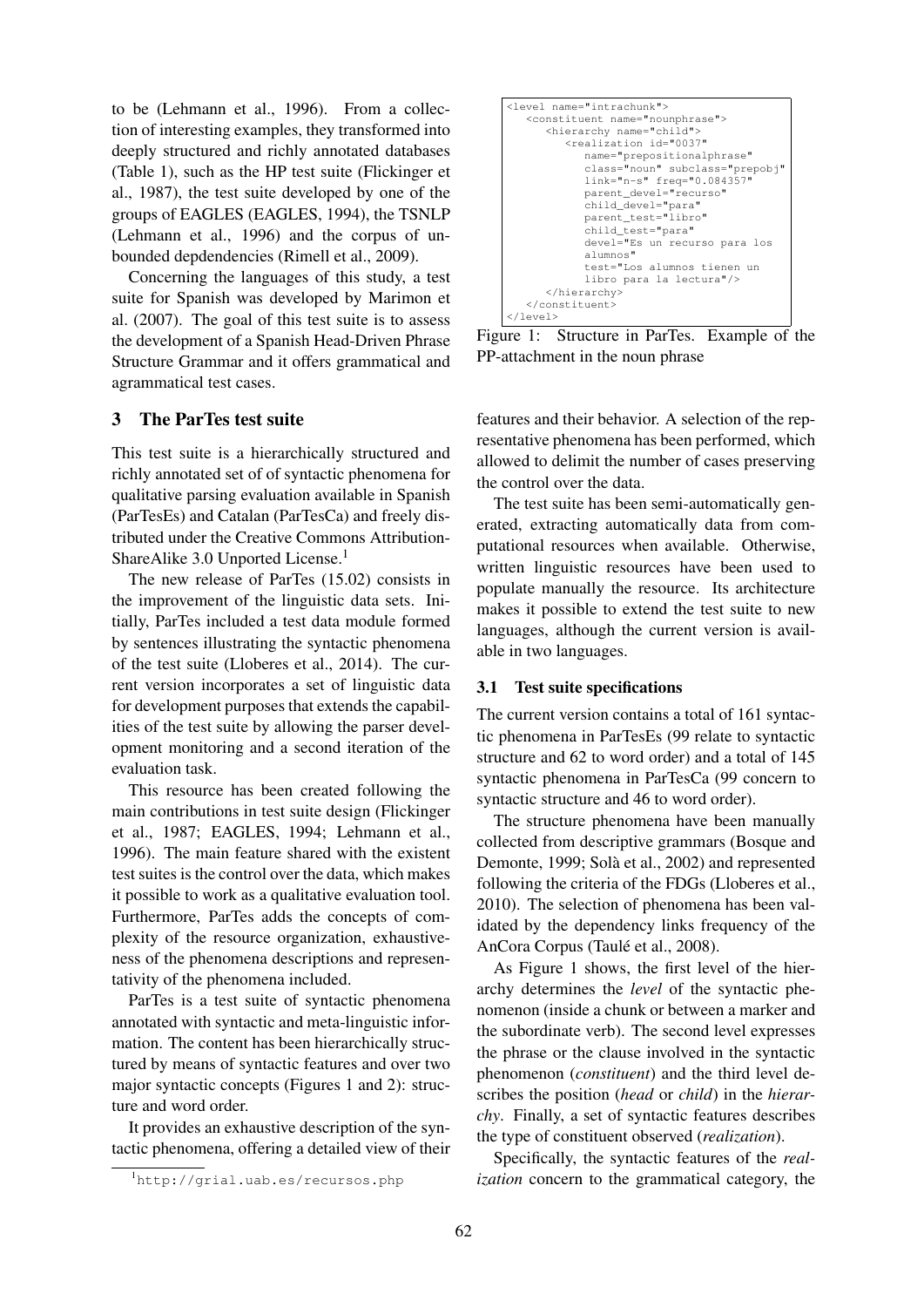to be (Lehmann et al., 1996). From a collection of interesting examples, they transformed into deeply structured and richly annotated databases (Table 1), such as the HP test suite (Flickinger et al., 1987), the test suite developed by one of the groups of EAGLES (EAGLES, 1994), the TSNLP (Lehmann et al., 1996) and the corpus of unbounded depdendencies (Rimell et al., 2009).

Concerning the languages of this study, a test suite for Spanish was developed by Marimon et al. (2007). The goal of this test suite is to assess the development of a Spanish Head-Driven Phrase Structure Grammar and it offers grammatical and agrammatical test cases.

## 3 The ParTes test suite

This test suite is a hierarchically structured and richly annotated set of of syntactic phenomena for qualitative parsing evaluation available in Spanish (ParTesEs) and Catalan (ParTesCa) and freely distributed under the Creative Commons Attribution-ShareAlike 3.0 Unported License.[1]

The new release of ParTes (15.02) consists in the improvement of the linguistic data sets. Initially, ParTes included a test data module formed by sentences illustrating the syntactic phenomena of the test suite (Lloberes et al., 2014). The current version incorporates a set of linguistic data for development purposes that extends the capabilities of the test suite by allowing the parser development monitoring and a second iteration of the evaluation task.

This resource has been created following the main contributions in test suite design (Flickinger et al., 1987; EAGLES, 1994; Lehmann et al., 1996). The main feature shared with the existent test suites is the control over the data, which makes it possible to work as a qualitative evaluation tool. Furthermore, ParTes adds the concepts of complexity of the resource organization, exhaustiveness of the phenomena descriptions and representativity of the phenomena included.

ParTes is a test suite of syntactic phenomena annotated with syntactic and meta-linguistic information. The content has been hierarchically structured by means of syntactic features and over two major syntactic concepts (Figures 1 and 2): structure and word order.

It provides an exhaustive description of the syntactic phenomena, offering a detailed view of their features and their behavior. A selection of the representative phenomena has been performed, which allowed to delimit the number of cases preserving the control over the data.

```
<level name="intrachunk">
   <constituent name="nounphrase">
      <hierarchy name="child">
         <realization id="0037"
            name="prepositionalphrase"
            class="noun" subclass="prepobj"
            link="n-s" freq="0.084357"
            parent_devel="recurso"
            child_devel="para"
            parent_test="libro"
            child_test="para"
            devel="Es un recurso para los
            alumnos"
            test="Los alumnos tienen un
            libro para la lectura"/>
      </hierarchy>
   </constituent>
</level>
```

Figure 1: Structure in ParTes. Example of the PP-attachment in the noun phrase

The test suite has been semi-automatically generated, extracting automatically data from computational resources when available. Otherwise, written linguistic resources have been used to populate manually the resource. Its architecture makes it possible to extend the test suite to new languages, although the current version is available in two languages.

### 3.1 Test suite specifications

The current version contains a total of 161 syntactic phenomena in ParTesEs (99 relate to syntactic structure and 62 to word order) and a total of 145 syntactic phenomena in ParTesCa (99 concern to syntactic structure and 46 to word order).

The structure phenomena have been manually collected from descriptive grammars (Bosque and Demonte, 1999; Solà et al., 2002) and represented following the criteria of the FDGs (Lloberes et al., 2010). The selection of phenomena has been validated by the dependency links frequency of the AnCora Corpus (Taulé et al., 2008).

As Figure 1 shows, the first level of the hierarchy determines the *level* of the syntactic phenomenon (inside a chunk or between a marker and the subordinate verb). The second level expresses the phrase or the clause involved in the syntactic phenomenon (*constituent*) and the third level describes the position (*head* or *child*) in the *hierarchy*. Finally, a set of syntactic features describes the type of constituent observed (*realization*).

Specifically, the syntactic features of the *realization* concern to the grammatical category, the

[1] http://grial.uab.es/recursos.php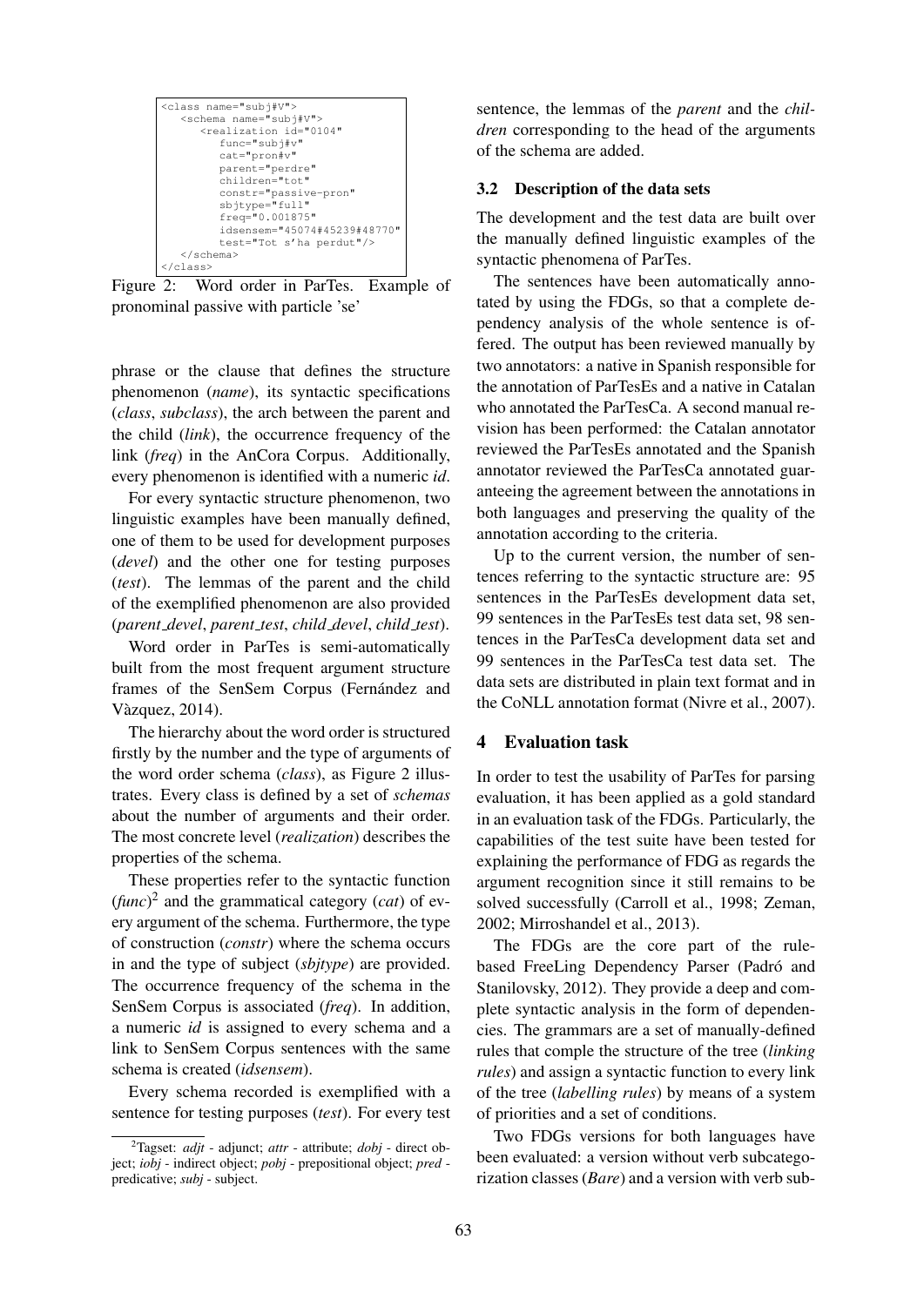```
<class name="subj#V">
   <schema name="subj#V">
      <realization id="0104"
         func="subj#v"
         cat="pron#v"
         parent="perdre"
         children="tot"
         constr="passive-pron"
         sbjtype="full"
         freq="0.001875"
         idsensem="45074#45239#48770"
         test="Tot s'ha perdut"/>
   </schema>
</class>
```

Figure 2: Word order in ParTes. Example of pronominal passive with particle 'se'

phrase or the clause that defines the structure phenomenon (*name*), its syntactic specifications (*class*, *subclass*), the arch between the parent and the child (*link*), the occurrence frequency of the link (*freq*) in the AnCora Corpus. Additionally, every phenomenon is identified with a numeric *id*.

For every syntactic structure phenomenon, two linguistic examples have been manually defined, one of them to be used for development purposes (*devel*) and the other one for testing purposes (*test*). The lemmas of the parent and the child of the exemplified phenomenon are also provided (*parent_devel*, *parent_test*, *child_devel*, *child_test*).

Word order in ParTes is semi-automatically built from the most frequent argument structure frames of the SenSem Corpus (Fernández and Vàzquez, 2014).

The hierarchy about the word order is structured firstly by the number and the type of arguments of the word order schema (*class*), as Figure 2 illustrates. Every class is defined by a set of *schemas* about the number of arguments and their order. The most concrete level (*realization*) describes the properties of the schema.

These properties refer to the syntactic function (*func*)[2] and the grammatical category (*cat*) of every argument of the schema. Furthermore, the type of construction (*constr*) where the schema occurs in and the type of subject (*sbjtype*) are provided. The occurrence frequency of the schema in the SenSem Corpus is associated (*freq*). In addition, a numeric *id* is assigned to every schema and a link to SenSem Corpus sentences with the same schema is created (*idsensem*).

Every schema recorded is exemplified with a sentence for testing purposes (*test*). For every test sentence, the lemmas of the *parent* and the *children* corresponding to the head of the arguments of the schema are added.

### 3.2 Description of the data sets

The development and the test data are built over the manually defined linguistic examples of the syntactic phenomena of ParTes.

The sentences have been automatically annotated by using the FDGs, so that a complete dependency analysis of the whole sentence is offered. The output has been reviewed manually by two annotators: a native in Spanish responsible for the annotation of ParTesEs and a native in Catalan who annotated the ParTesCa. A second manual revision has been performed: the Catalan annotator reviewed the ParTesEs annotated and the Spanish annotator reviewed the ParTesCa annotated guaranteeing the agreement between the annotations in both languages and preserving the quality of the annotation according to the criteria.

Up to the current version, the number of sentences referring to the syntactic structure are: 95 sentences in the ParTesEs development data set, 99 sentences in the ParTesEs test data set, 98 sentences in the ParTesCa development data set and 99 sentences in the ParTesCa test data set. The data sets are distributed in plain text format and in the CoNLL annotation format (Nivre et al., 2007).

## 4 Evaluation task

In order to test the usability of ParTes for parsing evaluation, it has been applied as a gold standard in an evaluation task of the FDGs. Particularly, the capabilities of the test suite have been tested for explaining the performance of FDG as regards the argument recognition since it still remains to be solved successfully (Carroll et al., 1998; Zeman, 2002; Mirroshandel et al., 2013).

The FDGs are the core part of the rule-based FreeLing Dependency Parser (Padró and Stanilovsky, 2012). They provide a deep and complete syntactic analysis in the form of dependencies. The grammars are a set of manually-defined rules that comple the structure of the tree (*linking rules*) and assign a syntactic function to every link of the tree (*labelling rules*) by means of a system of priorities and a set of conditions.

Two FDGs versions for both languages have been evaluated: a version without verb subcategorization classes (*Bare*) and a version with verb sub-

[2] Tagset: *adjt* - adjunct; *attr* - attribute; *dobj* - direct object; *iobj* - indirect object; *pobj* - prepositional object; *pred* - predicative; *subj* - subject.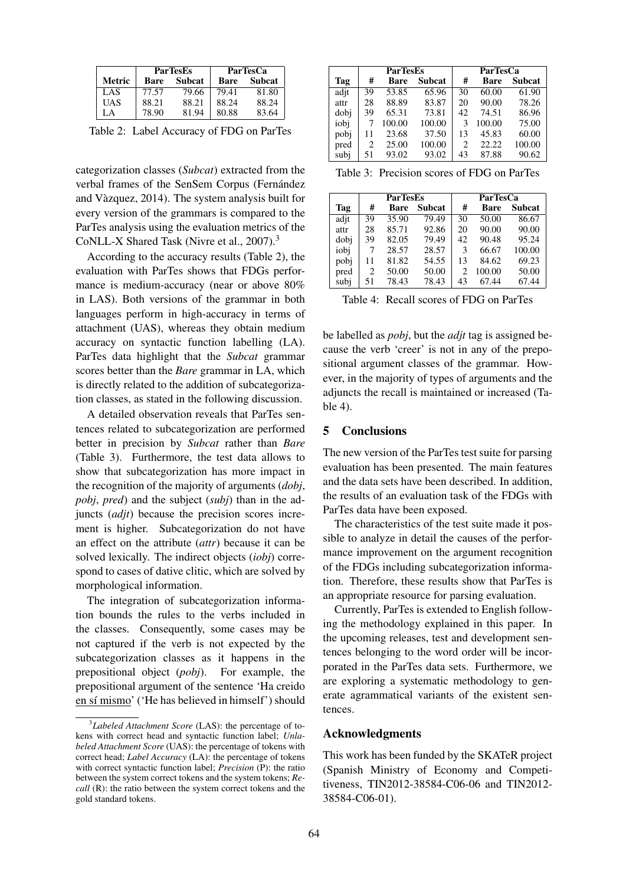| Metric | ParTesEs | | ParTesCa | |
|---|---|---|---|---|
| | Bare | Subcat | Bare | Subcat |
| LAS | 77.57 | 79.66 | 79.41 | 81.80 |
| UAS | 88.21 | 88.21 | 88.24 | 88.24 |
| LA | 78.90 | 81.94 | 80.88 | 83.64 |

Table 2: Label Accuracy of FDG on ParTes

categorization classes (*Subcat*) extracted from the verbal frames of the SenSem Corpus (Fernández and Vàzquez, 2014). The system analysis built for every version of the grammars is compared to the ParTes analysis using the evaluation metrics of the CoNLL-X Shared Task (Nivre et al., 2007).[3]

According to the accuracy results (Table 2), the evaluation with ParTes shows that FDGs performance is medium-accuracy (near or above 80% in LAS). Both versions of the grammar in both languages perform in high-accuracy in terms of attachment (UAS), whereas they obtain medium accuracy on syntactic function labelling (LA). ParTes data highlight that the *Subcat* grammar scores better than the *Bare* grammar in LA, which is directly related to the addition of subcategorization classes, as stated in the following discussion.

A detailed observation reveals that ParTes sentences related to subcategorization are performed better in precision by *Subcat* rather than *Bare* (Table 3). Furthermore, the test data allows to show that subcategorization has more impact in the recognition of the majority of arguments (*dobj*, *pobj*, *pred*) and the subject (*subj*) than in the adjuncts (*adjt*) because the precision scores increment is higher. Subcategorization do not have an effect on the attribute (*attr*) because it can be solved lexically. The indirect objects (*iobj*) correspond to cases of dative clitic, which are solved by morphological information.

The integration of subcategorization information bounds the rules to the verbs included in the classes. Consequently, some cases may be not captured if the verb is not expected by the subcategorization classes as it happens in the prepositional object (*pobj*). For example, the prepositional argument of the sentence 'Ha creido en sí mismo' ('He has believed in himself') should be labelled as *pobj*, but the *adjt* tag is assigned because the verb 'creer' is not in any of the prepositional argument classes of the grammar. However, in the majority of types of arguments and the adjuncts the recall is maintained or increased (Table 4).

[3]*Labeled Attachment Score* (LAS): the percentage of tokens with correct head and syntactic function label; *Unlabeled Attachment Score* (UAS): the percentage of tokens with correct head; *Label Accuracy* (LA): the percentage of tokens with correct syntactic function label; *Precision* (P): the ratio between the system correct tokens and the system tokens; *Recall* (R): the ratio between the system correct tokens and the gold standard tokens.

| Tag | ParTesEs | | | ParTesCa | | |
|---|---|---|---|---|---|---|
| | # | Bare | Subcat | # | Bare | Subcat |
| adjt | 39 | 53.85 | 65.96 | 30 | 60.00 | 61.90 |
| attr | 28 | 88.89 | 83.87 | 20 | 90.00 | 78.26 |
| dobj | 39 | 65.31 | 73.81 | 42 | 74.51 | 86.96 |
| iobj | 7 | 100.00 | 100.00 | 3 | 100.00 | 75.00 |
| pobj | 11 | 23.68 | 37.50 | 13 | 45.83 | 60.00 |
| pred | 2 | 25.00 | 100.00 | 2 | 22.22 | 100.00 |
| subj | 51 | 93.02 | 93.02 | 43 | 87.88 | 90.62 |

Table 3: Precision scores of FDG on ParTes

| Tag | ParTesEs | | | ParTesCa | | |
|---|---|---|---|---|---|---|
| | # | Bare | Subcat | # | Bare | Subcat |
| adjt | 39 | 35.90 | 79.49 | 30 | 50.00 | 86.67 |
| attr | 28 | 85.71 | 92.86 | 20 | 90.00 | 90.00 |
| dobj | 39 | 82.05 | 79.49 | 42 | 90.48 | 95.24 |
| iobj | 7 | 28.57 | 28.57 | 3 | 66.67 | 100.00 |
| pobj | 11 | 81.82 | 54.55 | 13 | 84.62 | 69.23 |
| pred | 2 | 50.00 | 50.00 | 2 | 100.00 | 50.00 |
| subj | 51 | 78.43 | 78.43 | 43 | 67.44 | 67.44 |

Table 4: Recall scores of FDG on ParTes

## 5 Conclusions

The new version of the ParTes test suite for parsing evaluation has been presented. The main features and the data sets have been described. In addition, the results of an evaluation task of the FDGs with ParTes data have been exposed.

The characteristics of the test suite made it possible to analyze in detail the causes of the performance improvement on the argument recognition of the FDGs including subcategorization information. Therefore, these results show that ParTes is an appropriate resource for parsing evaluation.

Currently, ParTes is extended to English following the methodology explained in this paper. In the upcoming releases, test and development sentences belonging to the word order will be incorporated in the ParTes data sets. Furthermore, we are exploring a systematic methodology to generate agrammatical variants of the existent sentences.

## Acknowledgments

This work has been funded by the SKATeR project (Spanish Ministry of Economy and Competitiveness, TIN2012-38584-C06-06 and TIN2012-38584-C06-01).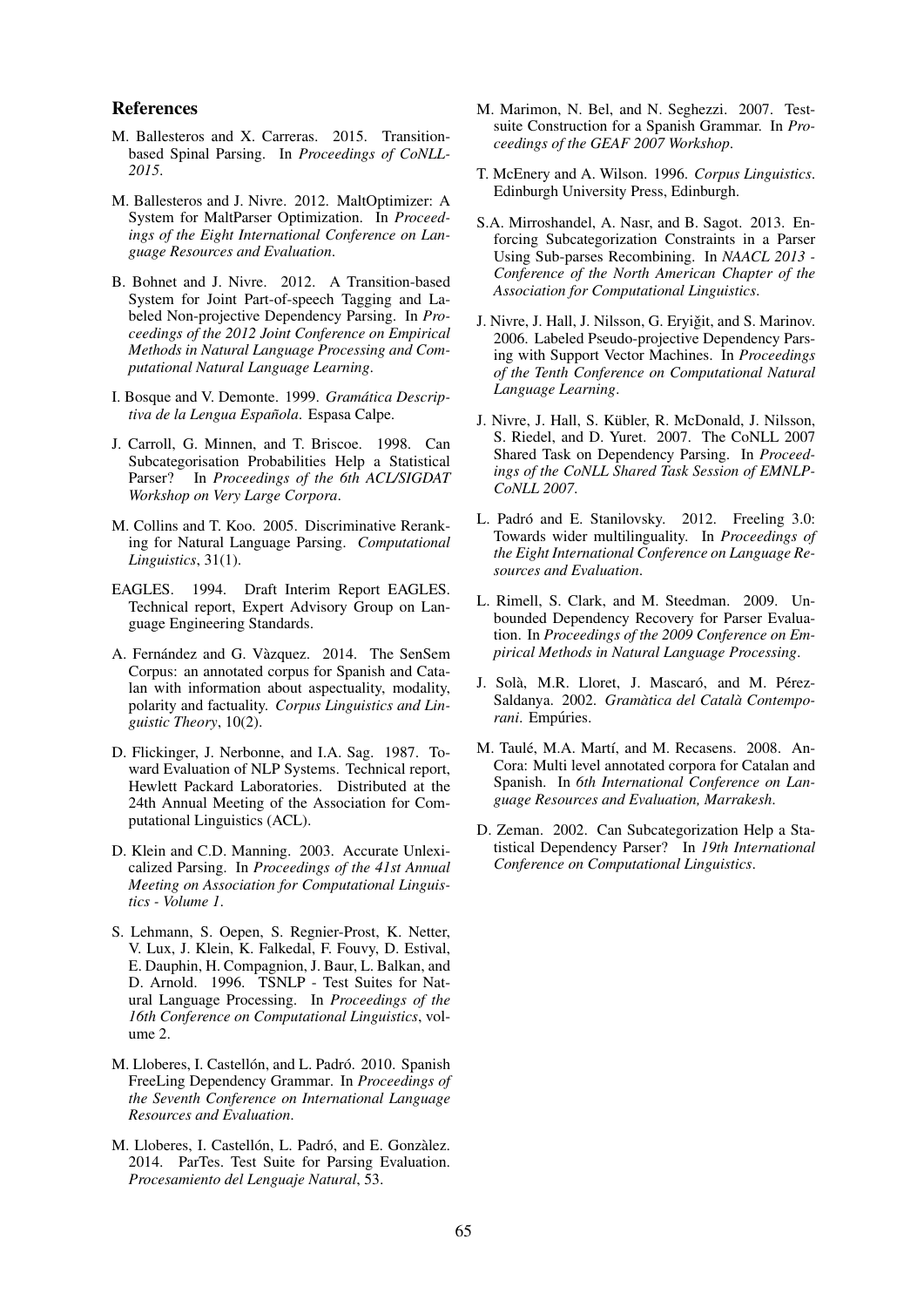## References

M. Ballesteros and X. Carreras. 2015. Transition-based Spinal Parsing. In *Proceedings of CoNLL-2015*.

M. Ballesteros and J. Nivre. 2012. MaltOptimizer: A System for MaltParser Optimization. In *Proceedings of the Eight International Conference on Language Resources and Evaluation*.

B. Bohnet and J. Nivre. 2012. A Transition-based System for Joint Part-of-speech Tagging and Labeled Non-projective Dependency Parsing. In *Proceedings of the 2012 Joint Conference on Empirical Methods in Natural Language Processing and Computational Natural Language Learning*.

I. Bosque and V. Demonte. 1999. *Gramática Descriptiva de la Lengua Española*. Espasa Calpe.

J. Carroll, G. Minnen, and T. Briscoe. 1998. Can Subcategorisation Probabilities Help a Statistical Parser? In *Proceedings of the 6th ACL/SIGDAT Workshop on Very Large Corpora*.

M. Collins and T. Koo. 2005. Discriminative Reranking for Natural Language Parsing. *Computational Linguistics*, 31(1).

EAGLES. 1994. Draft Interim Report EAGLES. Technical report, Expert Advisory Group on Language Engineering Standards.

A. Fernández and G. Vàzquez. 2014. The SenSem Corpus: an annotated corpus for Spanish and Catalan with information about aspectuality, modality, polarity and factuality. *Corpus Linguistics and Linguistic Theory*, 10(2).

D. Flickinger, J. Nerbonne, and I.A. Sag. 1987. Toward Evaluation of NLP Systems. Technical report, Hewlett Packard Laboratories. Distributed at the 24th Annual Meeting of the Association for Computational Linguistics (ACL).

D. Klein and C.D. Manning. 2003. Accurate Unlexicalized Parsing. In *Proceedings of the 41st Annual Meeting on Association for Computational Linguistics - Volume 1*.

S. Lehmann, S. Oepen, S. Regnier-Prost, K. Netter, V. Lux, J. Klein, K. Falkedal, F. Fouvy, D. Estival, E. Dauphin, H. Compagnion, J. Baur, L. Balkan, and D. Arnold. 1996. TSNLP - Test Suites for Natural Language Processing. In *Proceedings of the 16th Conference on Computational Linguistics*, volume 2.

M. Lloberes, I. Castellón, and L. Padró. 2010. Spanish FreeLing Dependency Grammar. In *Proceedings of the Seventh Conference on International Language Resources and Evaluation*.

M. Lloberes, I. Castellón, L. Padró, and E. Gonzàlez. 2014. ParTes. Test Suite for Parsing Evaluation. *Procesamiento del Lenguaje Natural*, 53.

M. Marimon, N. Bel, and N. Seghezzi. 2007. Test-suite Construction for a Spanish Grammar. In *Proceedings of the GEAF 2007 Workshop*.

T. McEnery and A. Wilson. 1996. *Corpus Linguistics*. Edinburgh University Press, Edinburgh.

S.A. Mirroshandel, A. Nasr, and B. Sagot. 2013. Enforcing Subcategorization Constraints in a Parser Using Sub-parses Recombining. In *NAACL 2013 - Conference of the North American Chapter of the Association for Computational Linguistics*.

J. Nivre, J. Hall, J. Nilsson, G. Eryiğit, and S. Marinov. 2006. Labeled Pseudo-projective Dependency Parsing with Support Vector Machines. In *Proceedings of the Tenth Conference on Computational Natural Language Learning*.

J. Nivre, J. Hall, S. Kübler, R. McDonald, J. Nilsson, S. Riedel, and D. Yuret. 2007. The CoNLL 2007 Shared Task on Dependency Parsing. In *Proceedings of the CoNLL Shared Task Session of EMNLP-CoNLL 2007*.

L. Padró and E. Stanilovsky. 2012. Freeling 3.0: Towards wider multilinguality. In *Proceedings of the Eight International Conference on Language Resources and Evaluation*.

L. Rimell, S. Clark, and M. Steedman. 2009. Unbounded Dependency Recovery for Parser Evaluation. In *Proceedings of the 2009 Conference on Empirical Methods in Natural Language Processing*.

J. Solà, M.R. Lloret, J. Mascaró, and M. Pérez-Saldanya. 2002. *Gramàtica del Català Contemporani*. Empúries.

M. Taulé, M.A. Martí, and M. Recasens. 2008. AnCora: Multi level annotated corpora for Catalan and Spanish. In *6th International Conference on Language Resources and Evaluation, Marrakesh*.

D. Zeman. 2002. Can Subcategorization Help a Statistical Dependency Parser? In *19th International Conference on Computational Linguistics*.